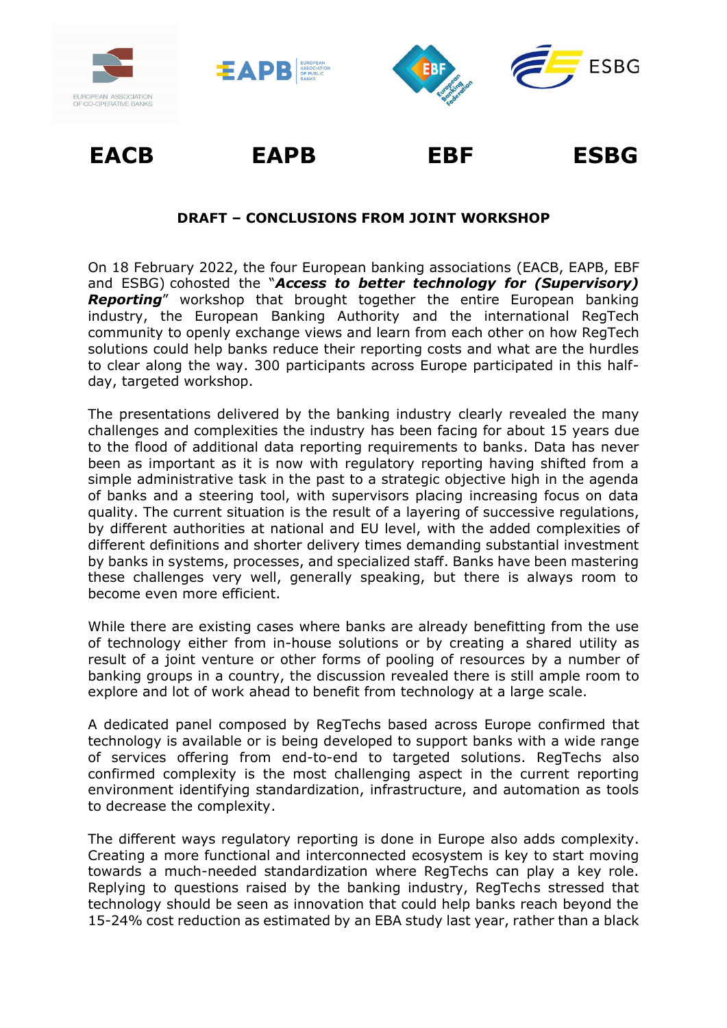**EACB** **EAPB** **EBF** **ESBG**

## DRAFT – CONCLUSIONS FROM JOINT WORKSHOP

On 18 February 2022, the four European banking associations (EACB, EAPB, EBF and ESBG) cohosted the "***Access to better technology for (Supervisory) Reporting***" workshop that brought together the entire European banking industry, the European Banking Authority and the international RegTech community to openly exchange views and learn from each other on how RegTech solutions could help banks reduce their reporting costs and what are the hurdles to clear along the way. 300 participants across Europe participated in this half-day, targeted workshop.

The presentations delivered by the banking industry clearly revealed the many challenges and complexities the industry has been facing for about 15 years due to the flood of additional data reporting requirements to banks. Data has never been as important as it is now with regulatory reporting having shifted from a simple administrative task in the past to a strategic objective high in the agenda of banks and a steering tool, with supervisors placing increasing focus on data quality. The current situation is the result of a layering of successive regulations, by different authorities at national and EU level, with the added complexities of different definitions and shorter delivery times demanding substantial investment by banks in systems, processes, and specialized staff. Banks have been mastering these challenges very well, generally speaking, but there is always room to become even more efficient.

While there are existing cases where banks are already benefitting from the use of technology either from in-house solutions or by creating a shared utility as result of a joint venture or other forms of pooling of resources by a number of banking groups in a country, the discussion revealed there is still ample room to explore and lot of work ahead to benefit from technology at a large scale.

A dedicated panel composed by RegTechs based across Europe confirmed that technology is available or is being developed to support banks with a wide range of services offering from end-to-end to targeted solutions. RegTechs also confirmed complexity is the most challenging aspect in the current reporting environment identifying standardization, infrastructure, and automation as tools to decrease the complexity.

The different ways regulatory reporting is done in Europe also adds complexity. Creating a more functional and interconnected ecosystem is key to start moving towards a much-needed standardization where RegTechs can play a key role. Replying to questions raised by the banking industry, RegTechs stressed that technology should be seen as innovation that could help banks reach beyond the 15-24% cost reduction as estimated by an EBA study last year, rather than a black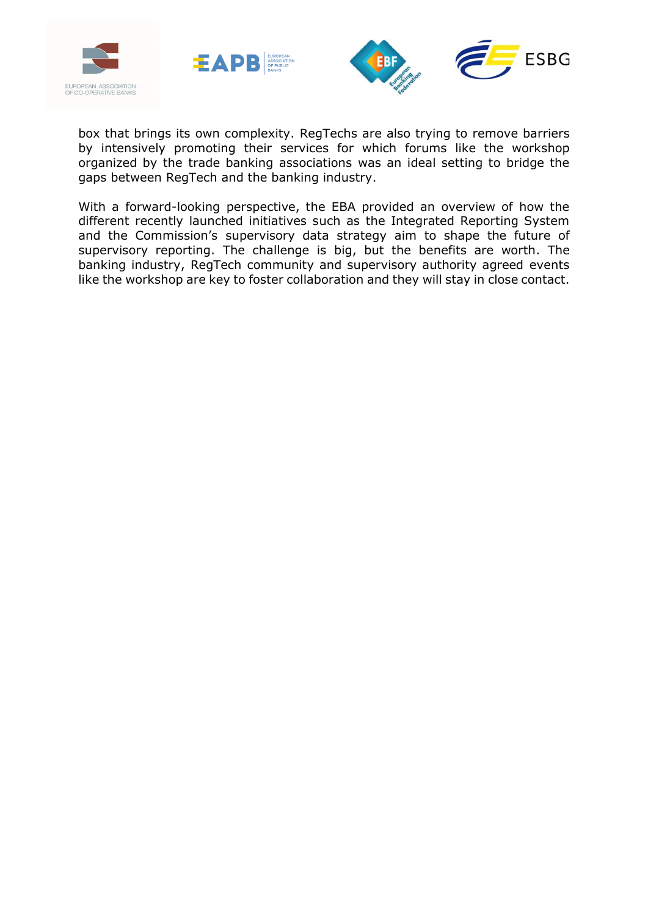box that brings its own complexity. RegTechs are also trying to remove barriers by intensively promoting their services for which forums like the workshop organized by the trade banking associations was an ideal setting to bridge the gaps between RegTech and the banking industry.

With a forward-looking perspective, the EBA provided an overview of how the different recently launched initiatives such as the Integrated Reporting System and the Commission's supervisory data strategy aim to shape the future of supervisory reporting. The challenge is big, but the benefits are worth. The banking industry, RegTech community and supervisory authority agreed events like the workshop are key to foster collaboration and they will stay in close contact.